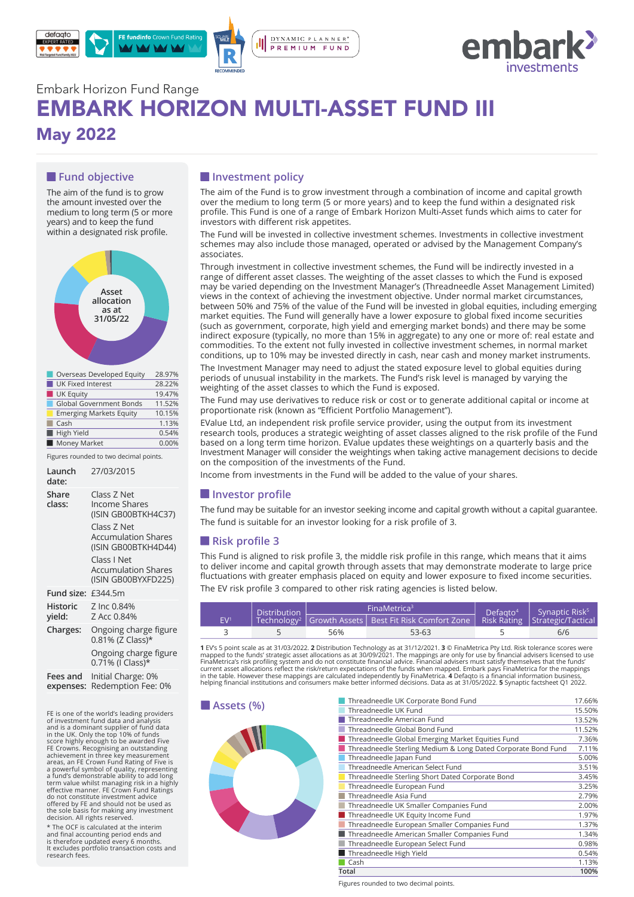Embark Horizon Fund Range

# EMBARK HORIZON MULTI-ASSET FUND III

## May 2022

## Fund objective

The aim of the fund is to grow the amount invested over the medium to long term (5 or more years) and to keep the fund within a designated risk profile.

Asset allocation as at 31/05/22

| | |
|---|---|
| Overseas Developed Equity | 28.97% |
| UK Fixed Interest | 28.22% |
| UK Equity | 19.47% |
| Global Government Bonds | 11.52% |
| Emerging Markets Equity | 10.15% |
| Cash | 1.13% |
| High Yield | 0.54% |
| Money Market | 0.00% |

Figures rounded to two decimal points.

| | |
|---|---|
| **Launch date:** | 27/03/2015 |
| **Share class:** | Class Z Net Income Shares (ISIN GB00BTKH4C37) Class Z Net Accumulation Shares (ISIN GB00BTKH4D44) Class I Net Accumulation Shares (ISIN GB00BYXFD225) |
| **Fund size:** | £344.5m |
| **Historic yield:** | Z Inc 0.84% Z Acc 0.84% |
| **Charges:** | Ongoing charge figure 0.81% (Z Class)* Ongoing charge figure 0.71% (I Class)* |
| **Fees and expenses:** | Initial Charge: 0% Redemption Fee: 0% |

FE is one of the world's leading providers of investment fund data and analysis and is a dominant supplier of fund data in the UK. Only the top 10% of funds score highly enough to be awarded Five FE Crowns. Recognising an outstanding achievement in three key measurement areas, an FE Crown Fund Rating of Five is a powerful symbol of quality, representing a fund's demonstrable ability to add long term value whilst managing risk in a highly effective manner. FE Crown Fund Ratings do not constitute investment advice offered by FE and should not be used as the sole basis for making any investment decision. All rights reserved.

* The OCF is calculated at the interim and final accounting period ends and is therefore updated every 6 months. It excludes portfolio transaction costs and research fees.

## Investment policy

The aim of the Fund is to grow investment through a combination of income and capital growth over the medium to long term (5 or more years) and to keep the fund within a designated risk profile. This Fund is one of a range of Embark Horizon Multi-Asset funds which aims to cater for investors with different risk appetites.

The Fund will be invested in collective investment schemes. Investments in collective investment schemes may also include those managed, operated or advised by the Management Company's associates.

Through investment in collective investment schemes, the Fund will be indirectly invested in a range of different asset classes. The weighting of the asset classes to which the Fund is exposed may be varied depending on the Investment Manager's (Threadneedle Asset Management Limited) views in the context of achieving the investment objective. Under normal market circumstances, between 50% and 75% of the value of the Fund will be invested in global equities, including emerging market equities. The Fund will generally have a lower exposure to global fixed income securities (such as government, corporate, high yield and emerging market bonds) and there may be some indirect exposure (typically, no more than 15% in aggregate) to any one or more of: real estate and commodities. To the extent not fully invested in collective investment schemes, in normal market conditions, up to 10% may be invested directly in cash, near cash and money market instruments.

The Investment Manager may need to adjust the stated exposure level to global equities during periods of unusual instability in the markets. The Fund's risk level is managed by varying the weighting of the asset classes to which the Fund is exposed.

The Fund may use derivatives to reduce risk or cost or to generate additional capital or income at proportionate risk (known as "Efficient Portfolio Management").

EValue Ltd, an independent risk profile service provider, using the output from its investment research tools, produces a strategic weighting of asset classes aligned to the risk profile of the Fund based on a long term time horizon. EValue updates these weightings on a quarterly basis and the Investment Manager will consider the weightings when taking active management decisions to decide on the composition of the investments of the Fund.

Income from investments in the Fund will be added to the value of your shares.

## Investor profile

The fund may be suitable for an investor seeking income and capital growth without a capital guarantee.

The fund is suitable for an investor looking for a risk profile of 3.

## Risk profile 3

This Fund is aligned to risk profile 3, the middle risk profile in this range, which means that it aims to deliver income and capital growth through assets that may demonstrate moderate to large price fluctuations with greater emphasis placed on equity and lower exposure to fixed income securities.

The EV risk profile 3 compared to other risk rating agencies is listed below.

| EV[1] | Distribution Technology[2] | FinaMetrica[3] | | Defaqto[4] Risk Rating | Synaptic Risk[5] Strategic/Tactical |
|---|---|---|---|---|---|
| | | Growth Assets | Best Fit Risk Comfort Zone | | |
| 3 | 5 | 56% | 53-63 | 5 | 6/6 |

**1** EV's 5 point scale as at 31/03/2022. **2** Distribution Technology as at 31/12/2021. **3** © FinaMetrica Pty Ltd. Risk tolerance scores were mapped to the funds' strategic asset allocations as at 30/09/2021. The mappings are only for use by financial advisers licensed to use FinaMetrica's risk profiling system and do not constitute financial advice. Financial advisers must satisfy themselves that the funds' current asset allocations reflect the risk/return expectations of the funds when mapped. Embark pays FinaMetrica for the mappings in the table. However these mappings are calculated independently by FinaMetrica. **4** Defaqto is a financial information business, helping financial institutions and consumers make better informed decisions. Data as at 31/05/2022. **5** Synaptic factsheet Q1 2022.

## Assets (%)

| | |
|---|---|
| Threadneedle UK Corporate Bond Fund | 17.66% |
| Threadneedle UK Fund | 15.50% |
| Threadneedle American Fund | 13.52% |
| Threadneedle Global Bond Fund | 11.52% |
| Threadneedle Global Emerging Market Equities Fund | 7.36% |
| Threadneedle Sterling Medium & Long Dated Corporate Bond Fund | 7.11% |
| Threadneedle Japan Fund | 5.00% |
| Threadneedle American Select Fund | 3.51% |
| Threadneedle Sterling Short Dated Corporate Bond | 3.45% |
| Threadneedle European Fund | 3.25% |
| Threadneedle Asia Fund | 2.79% |
| Threadneedle UK Smaller Companies Fund | 2.00% |
| Threadneedle UK Equity Income Fund | 1.97% |
| Threadneedle European Smaller Companies Fund | 1.37% |
| Threadneedle American Smaller Companies Fund | 1.34% |
| Threadneedle European Select Fund | 0.98% |
| Threadneedle High Yield | 0.54% |
| Cash | 1.13% |
| **Total** | **100%** |

Figures rounded to two decimal points.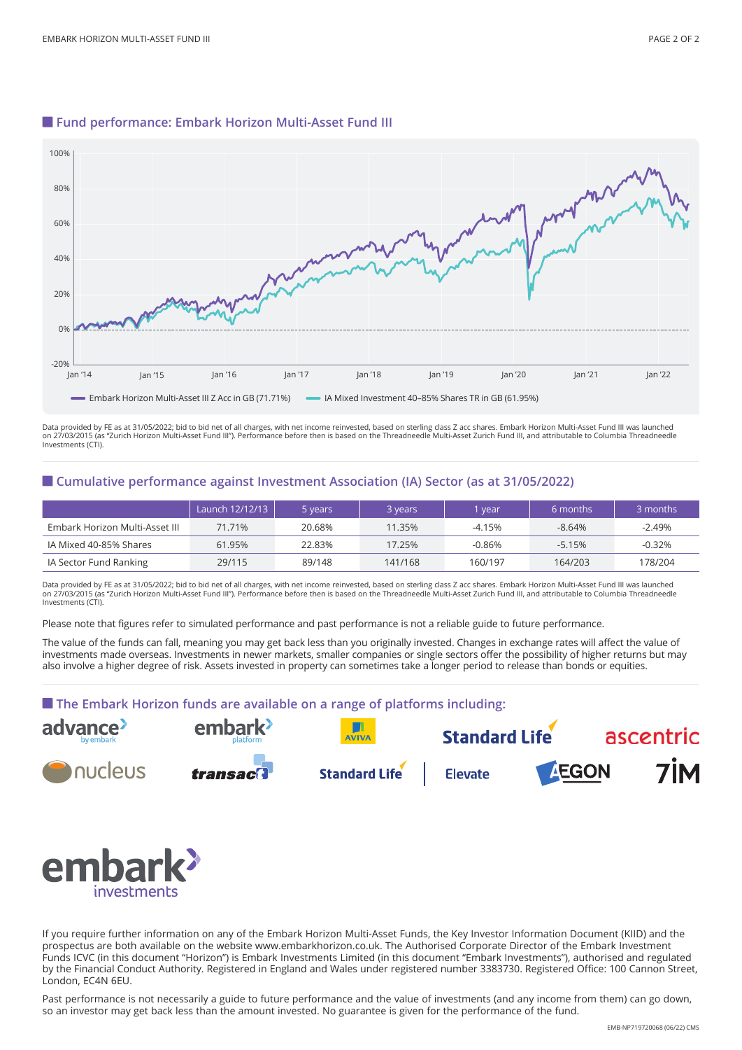## Fund performance: Embark Horizon Multi-Asset Fund III

100%
80%
60%
40%
20%
0%
-20%

Jan '14 Jan '15 Jan '16 Jan '17 Jan '18 Jan '19 Jan '20 Jan '21 Jan '22

Embark Horizon Multi-Asset III Z Acc in GB (71.71%)
IA Mixed Investment 40–85% Shares TR in GB (61.95%)

Data provided by FE as at 31/05/2022; bid to bid net of all charges, with net income reinvested, based on sterling class Z acc shares. Embark Horizon Multi-Asset Fund III was launched on 27/03/2015 (as "Zurich Horizon Multi-Asset Fund III"). Performance before then is based on the Threadneedle Multi-Asset Zurich Fund III, and attributable to Columbia Threadneedle Investments (CTI).

## Cumulative performance against Investment Association (IA) Sector (as at 31/05/2022)

| | Launch 12/12/13 | 5 years | 3 years | 1 year | 6 months | 3 months |
|---|---|---|---|---|---|---|
| Embark Horizon Multi-Asset III | 71.71% | 20.68% | 11.35% | -4.15% | -8.64% | -2.49% |
| IA Mixed 40-85% Shares | 61.95% | 22.83% | 17.25% | -0.86% | -5.15% | -0.32% |
| IA Sector Fund Ranking | 29/115 | 89/148 | 141/168 | 160/197 | 164/203 | 178/204 |

Data provided by FE as at 31/05/2022; bid to bid net of all charges, with net income reinvested, based on sterling class Z acc shares. Embark Horizon Multi-Asset Fund III was launched on 27/03/2015 (as "Zurich Horizon Multi-Asset Fund III"). Performance before then is based on the Threadneedle Multi-Asset Zurich Fund III, and attributable to Columbia Threadneedle Investments (CTI).

Please note that figures refer to simulated performance and past performance is not a reliable guide to future performance.

The value of the funds can fall, meaning you may get back less than you originally invested. Changes in exchange rates will affect the value of investments made overseas. Investments in newer markets, smaller companies or single sectors offer the possibility of higher returns but may also involve a higher degree of risk. Assets invested in property can sometimes take a longer period to release than bonds or equities.

## The Embark Horizon funds are available on a range of platforms including:

advance by embark, embark platform, AVIVA, Standard Life, ascentric, nucleus, transact, Standard Life | Elevate, AEGON, 7IM

embark investments

If you require further information on any of the Embark Horizon Multi-Asset Funds, the Key Investor Information Document (KIID) and the prospectus are both available on the website www.embarkhorizon.co.uk. The Authorised Corporate Director of the Embark Investment Funds ICVC (in this document "Horizon") is Embark Investments Limited (in this document "Embark Investments"), authorised and regulated by the Financial Conduct Authority. Registered in England and Wales under registered number 3383730. Registered Office: 100 Cannon Street, London, EC4N 6EU.

Past performance is not necessarily a guide to future performance and the value of investments (and any income from them) can go down, so an investor may get back less than the amount invested. No guarantee is given for the performance of the fund.

EMB-NP719720068 (06/22) CMS